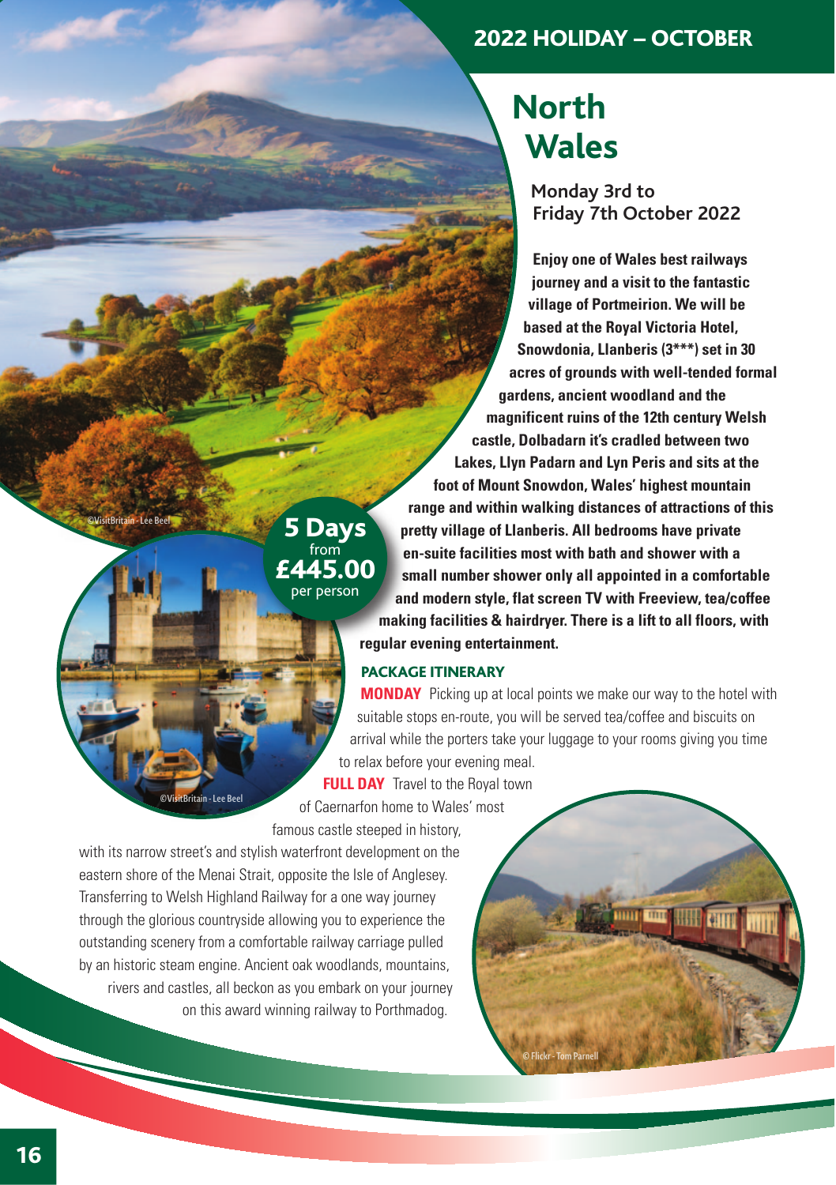## 2022 HOLIDAY – OCTOBER

# North Wales

**Monday 3rd to Friday 7th October 2022**

**5 Days** from **£445.00** per person

**Enjoy one of Wales best railways journey and a visit to the fantastic village of Portmeirion. We will be based at the Royal Victoria Hotel, Snowdonia, Llanberis (3\*\*\*) set in 30 acres of grounds with well-tended formal gardens, ancient woodland and the magnificent ruins of the 12th century Welsh castle, Dolbadarn it's cradled between two Lakes, Llyn Padarn and Lyn Peris and sits at the foot of Mount Snowdon, Wales' highest mountain range and within walking distances of attractions of this pretty village of Llanberis. All bedrooms have private en-suite facilities most with bath and shower with a small number shower only all appointed in a comfortable and modern style, flat screen TV with Freeview, tea/coffee making facilities & hairdryer. There is a lift to all floors, with regular evening entertainment.**

### PACKAGE ITINERARY

**MONDAY** Picking up at local points we make our way to the hotel with suitable stops en-route, you will be served tea/coffee and biscuits on arrival while the porters take your luggage to your rooms giving you time to relax before your evening meal.

**FULL DAY** Travel to the Royal town of Caernarfon home to Wales' most famous castle steeped in history, with its narrow street's and stylish waterfront development on the eastern shore of the Menai Strait, opposite the Isle of Anglesey. Transferring to Welsh Highland Railway for a one way journey through the glorious countryside allowing you to experience the outstanding scenery from a comfortable railway carriage pulled by an historic steam engine. Ancient oak woodlands, mountains, rivers and castles, all beckon as you embark on your journey on this award winning railway to Porthmadog.

©VisitBritain - Lee Beel

©VisitBritain - Lee Beel

© Flickr - Tom Parnell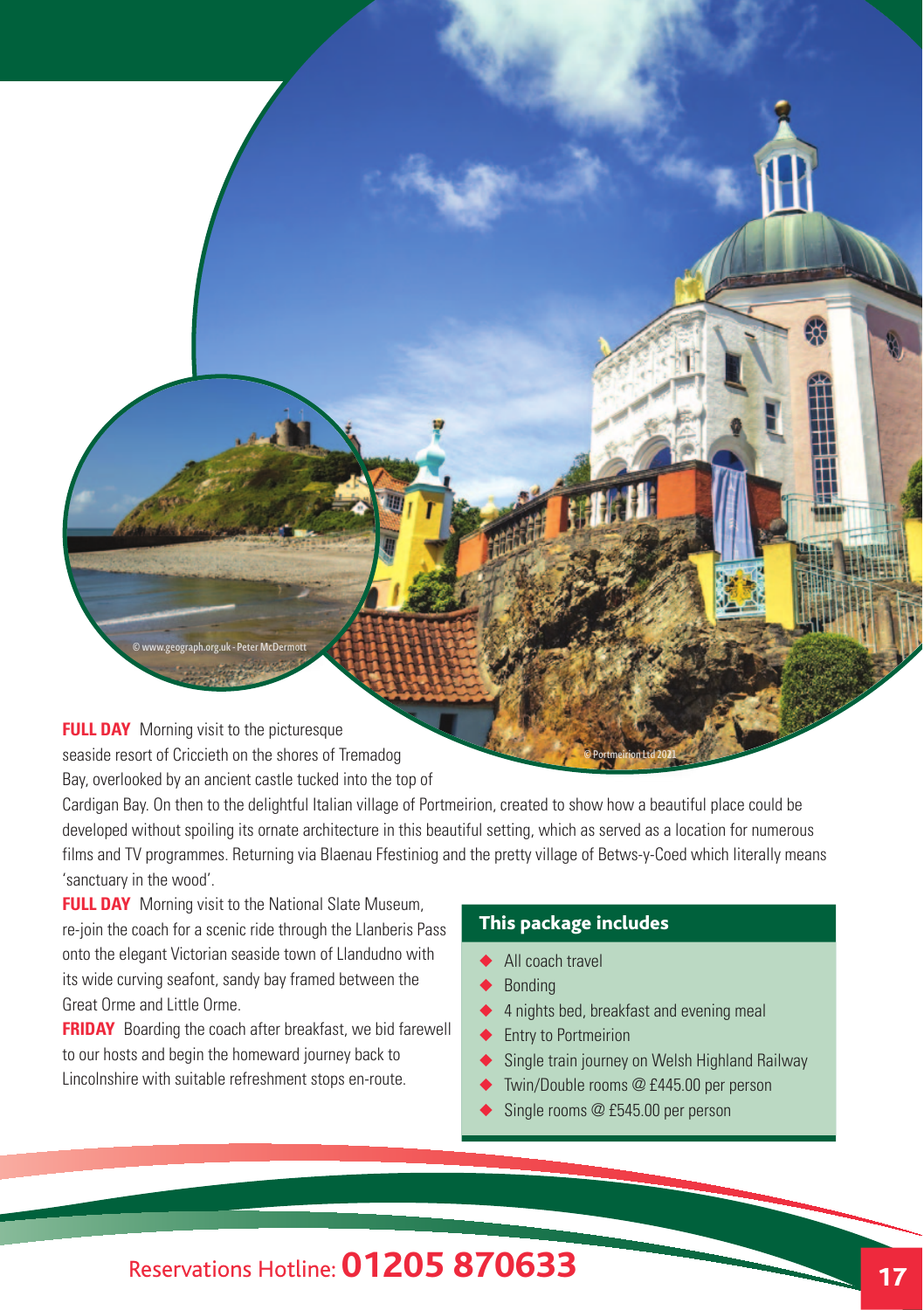**FULL DAY** Morning visit to the picturesque seaside resort of Criccieth on the shores of Tremadog Bay, overlooked by an ancient castle tucked into the top of Cardigan Bay. On then to the delightful Italian village of Portmeirion, created to show how a beautiful place could be developed without spoiling its ornate architecture in this beautiful setting, which as served as a location for numerous films and TV programmes. Returning via Blaenau Ffestiniog and the pretty village of Betws-y-Coed which literally means 'sanctuary in the wood'.

**FULL DAY** Morning visit to the National Slate Museum, re-join the coach for a scenic ride through the Llanberis Pass onto the elegant Victorian seaside town of Llandudno with its wide curving seafont, sandy bay framed between the Great Orme and Little Orme.

**FRIDAY** Boarding the coach after breakfast, we bid farewell to our hosts and begin the homeward journey back to Lincolnshire with suitable refreshment stops en-route.

## This package includes

- All coach travel
- Bonding
- 4 nights bed, breakfast and evening meal
- Entry to Portmeirion
- Single train journey on Welsh Highland Railway
- Twin/Double rooms @ £445.00 per person
- Single rooms @ £545.00 per person

© www.geograph.org.uk - Peter McDermott

© Portmeirion Ltd 2021

Reservations Hotline: **01205 870633**